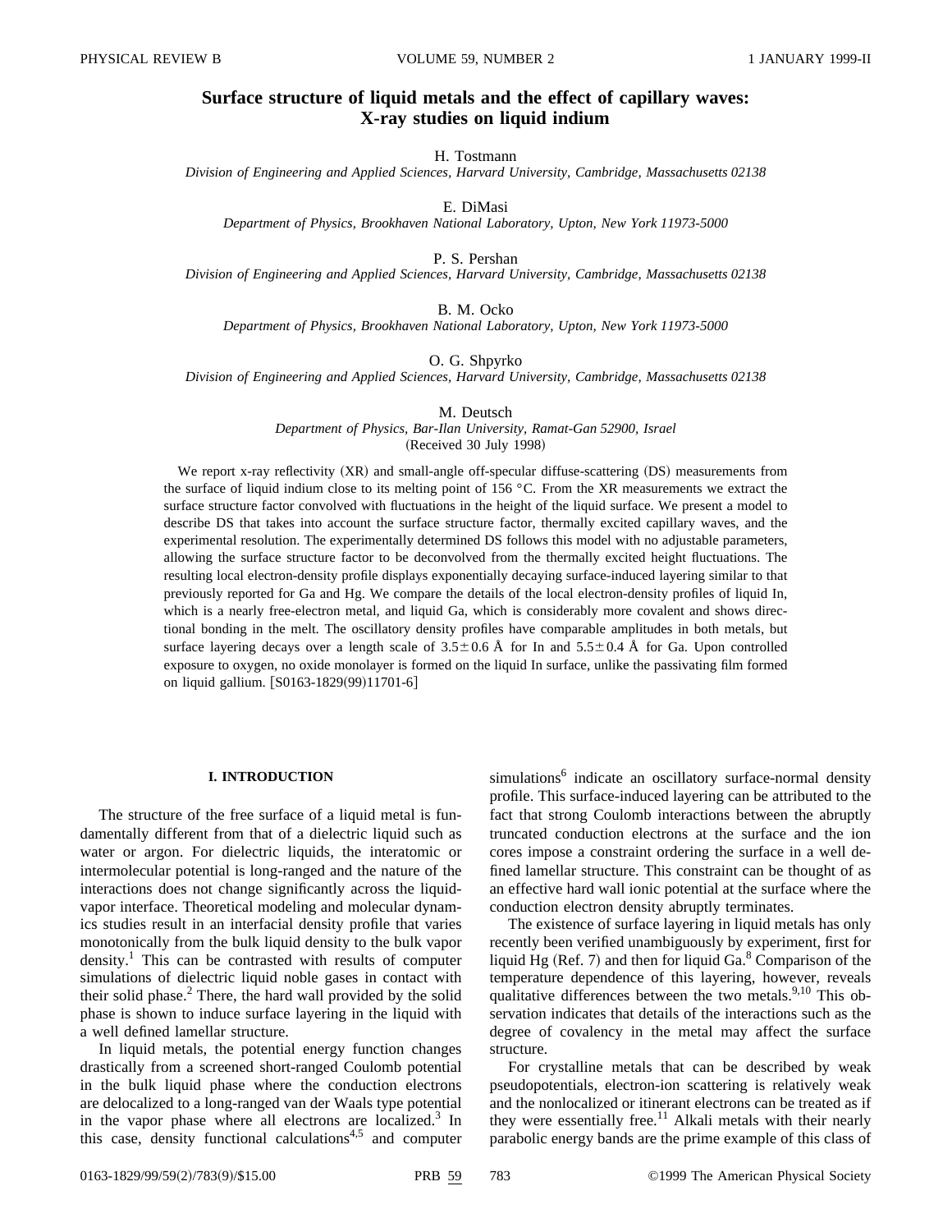# Surface structure of liquid metals and the effect of capillary waves: X-ray studies on liquid indium

H. Tostmann

*Division of Engineering and Applied Sciences, Harvard University, Cambridge, Massachusetts 02138*

E. DiMasi

*Department of Physics, Brookhaven National Laboratory, Upton, New York 11973-5000*

P. S. Pershan

*Division of Engineering and Applied Sciences, Harvard University, Cambridge, Massachusetts 02138*

B. M. Ocko

*Department of Physics, Brookhaven National Laboratory, Upton, New York 11973-5000*

O. G. Shpyrko

*Division of Engineering and Applied Sciences, Harvard University, Cambridge, Massachusetts 02138*

M. Deutsch

*Department of Physics, Bar-Ilan University, Ramat-Gan 52900, Israel*

(Received 30 July 1998)

We report x-ray reflectivity (XR) and small-angle off-specular diffuse-scattering (DS) measurements from the surface of liquid indium close to its melting point of 156 °C. From the XR measurements we extract the surface structure factor convolved with fluctuations in the height of the liquid surface. We present a model to describe DS that takes into account the surface structure factor, thermally excited capillary waves, and the experimental resolution. The experimentally determined DS follows this model with no adjustable parameters, allowing the surface structure factor to be deconvolved from the thermally excited height fluctuations. The resulting local electron-density profile displays exponentially decaying surface-induced layering similar to that previously reported for Ga and Hg. We compare the details of the local electron-density profiles of liquid In, which is a nearly free-electron metal, and liquid Ga, which is considerably more covalent and shows directional bonding in the melt. The oscillatory density profiles have comparable amplitudes in both metals, but surface layering decays over a length scale of $3.5\pm0.6$ Å for In and $5.5\pm0.4$ Å for Ga. Upon controlled exposure to oxygen, no oxide monolayer is formed on the liquid In surface, unlike the passivating film formed on liquid gallium. [S0163-1829(99)11701-6]

## I. INTRODUCTION

The structure of the free surface of a liquid metal is fundamentally different from that of a dielectric liquid such as water or argon. For dielectric liquids, the interatomic or intermolecular potential is long-ranged and the nature of the interactions does not change significantly across the liquid-vapor interface. Theoretical modeling and molecular dynamics studies result in an interfacial density profile that varies monotonically from the bulk liquid density to the bulk vapor density.[1] This can be contrasted with results of computer simulations of dielectric liquid noble gases in contact with their solid phase.[2] There, the hard wall provided by the solid phase is shown to induce surface layering in the liquid with a well defined lamellar structure.

In liquid metals, the potential energy function changes drastically from a screened short-ranged Coulomb potential in the bulk liquid phase where the conduction electrons are delocalized to a long-ranged van der Waals type potential in the vapor phase where all electrons are localized.[3] In this case, density functional calculations[4,5] and computer simulations[6] indicate an oscillatory surface-normal density profile. This surface-induced layering can be attributed to the fact that strong Coulomb interactions between the abruptly truncated conduction electrons at the surface and the ion cores impose a constraint ordering the surface in a well defined lamellar structure. This constraint can be thought of as an effective hard wall ionic potential at the surface where the conduction electron density abruptly terminates.

The existence of surface layering in liquid metals has only recently been verified unambiguously by experiment, first for liquid Hg (Ref. 7) and then for liquid Ga.[8] Comparison of the temperature dependence of this layering, however, reveals qualitative differences between the two metals.[9,10] This observation indicates that details of the interactions such as the degree of covalency in the metal may affect the surface structure.

For crystalline metals that can be described by weak pseudopotentials, electron-ion scattering is relatively weak and the nonlocalized or itinerant electrons can be treated as if they were essentially free.[11] Alkali metals with their nearly parabolic energy bands are the prime example of this class of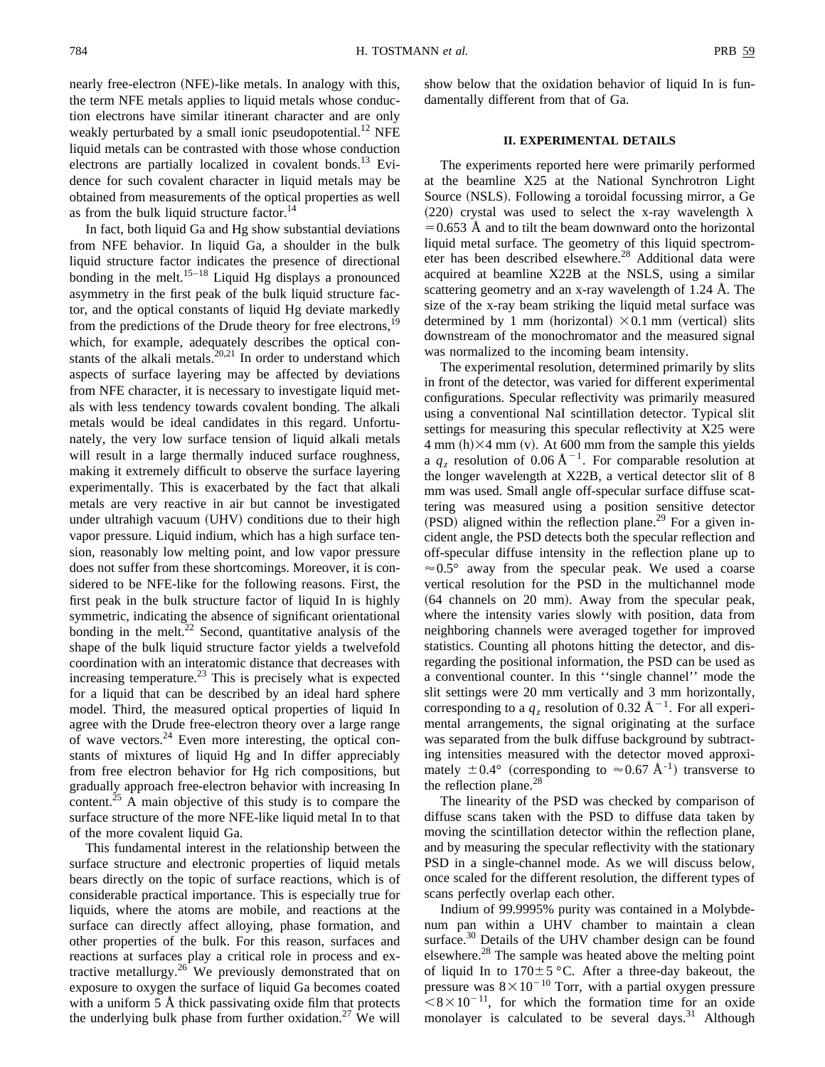nearly free-electron (NFE)-like metals. In analogy with this, the term NFE metals applies to liquid metals whose conduction electrons have similar itinerant character and are only weakly perturbated by a small ionic pseudopotential.[12] NFE liquid metals can be contrasted with those whose conduction electrons are partially localized in covalent bonds.[13] Evidence for such covalent character in liquid metals may be obtained from measurements of the optical properties as well as from the bulk liquid structure factor.[14]

In fact, both liquid Ga and Hg show substantial deviations from NFE behavior. In liquid Ga, a shoulder in the bulk liquid structure factor indicates the presence of directional bonding in the melt.[15–18] Liquid Hg displays a pronounced asymmetry in the first peak of the bulk liquid structure factor, and the optical constants of liquid Hg deviate markedly from the predictions of the Drude theory for free electrons,[19] which, for example, adequately describes the optical constants of the alkali metals.[20,21] In order to understand which aspects of surface layering may be affected by deviations from NFE character, it is necessary to investigate liquid metals with less tendency towards covalent bonding. The alkali metals would be ideal candidates in this regard. Unfortunately, the very low surface tension of liquid alkali metals will result in a large thermally induced surface roughness, making it extremely difficult to observe the surface layering experimentally. This is exacerbated by the fact that alkali metals are very reactive in air but cannot be investigated under ultrahigh vacuum (UHV) conditions due to their high vapor pressure. Liquid indium, which has a high surface tension, reasonably low melting point, and low vapor pressure does not suffer from these shortcomings. Moreover, it is considered to be NFE-like for the following reasons. First, the first peak in the bulk structure factor of liquid In is highly symmetric, indicating the absence of significant orientational bonding in the melt.[22] Second, quantitative analysis of the shape of the bulk liquid structure factor yields a twelvefold coordination with an interatomic distance that decreases with increasing temperature.[23] This is precisely what is expected for a liquid that can be described by an ideal hard sphere model. Third, the measured optical properties of liquid In agree with the Drude free-electron theory over a large range of wave vectors.[24] Even more interesting, the optical constants of mixtures of liquid Hg and In differ appreciably from free electron behavior for Hg rich compositions, but gradually approach free-electron behavior with increasing In content.[25] A main objective of this study is to compare the surface structure of the more NFE-like liquid metal In to that of the more covalent liquid Ga.

This fundamental interest in the relationship between the surface structure and electronic properties of liquid metals bears directly on the topic of surface reactions, which is of considerable practical importance. This is especially true for liquids, where the atoms are mobile, and reactions at the surface can directly affect alloying, phase formation, and other properties of the bulk. For this reason, surfaces and reactions at surfaces play a critical role in process and extractive metallurgy.[26] We previously demonstrated that on exposure to oxygen the surface of liquid Ga becomes coated with a uniform 5 Å thick passivating oxide film that protects the underlying bulk phase from further oxidation.[27] We will show below that the oxidation behavior of liquid In is fundamentally different from that of Ga.

## II. EXPERIMENTAL DETAILS

The experiments reported here were primarily performed at the beamline X25 at the National Synchrotron Light Source (NSLS). Following a toroidal focussing mirror, a Ge (220) crystal was used to select the x-ray wavelength $\lambda = 0.653$ Å and to tilt the beam downward onto the horizontal liquid metal surface. The geometry of this liquid spectrometer has been described elsewhere.[28] Additional data were acquired at beamline X22B at the NSLS, using a similar scattering geometry and an x-ray wavelength of 1.24 Å. The size of the x-ray beam striking the liquid metal surface was determined by 1 mm (horizontal) $\times$0.1 mm (vertical) slits downstream of the monochromator and the measured signal was normalized to the incoming beam intensity.

The experimental resolution, determined primarily by slits in front of the detector, was varied for different experimental configurations. Specular reflectivity was primarily measured using a conventional NaI scintillation detector. Typical slit settings for measuring this specular reflectivity at X25 were 4 mm (h)$\times$4 mm (v). At 600 mm from the sample this yields a $q_z$ resolution of 0.06 Å$^{-1}$. For comparable resolution at the longer wavelength at X22B, a vertical detector slit of 8 mm was used. Small angle off-specular surface diffuse scattering was measured using a position sensitive detector (PSD) aligned within the reflection plane.[29] For a given incident angle, the PSD detects both the specular reflection and off-specular diffuse intensity in the reflection plane up to $\approx 0.5°$ away from the specular peak. We used a coarse vertical resolution for the PSD in the multichannel mode (64 channels on 20 mm). Away from the specular peak, where the intensity varies slowly with position, data from neighboring channels were averaged together for improved statistics. Counting all photons hitting the detector, and disregarding the positional information, the PSD can be used as a conventional counter. In this ''single channel'' mode the slit settings were 20 mm vertically and 3 mm horizontally, corresponding to a $q_z$ resolution of 0.32 Å$^{-1}$. For all experimental arrangements, the signal originating at the surface was separated from the bulk diffuse background by subtracting intensities measured with the detector moved approximately $\pm 0.4°$ (corresponding to $\approx 0.67$ Å$^{-1}$) transverse to the reflection plane.[28]

The linearity of the PSD was checked by comparison of diffuse scans taken with the PSD to diffuse data taken by moving the scintillation detector within the reflection plane, and by measuring the specular reflectivity with the stationary PSD in a single-channel mode. As we will discuss below, once scaled for the different resolution, the different types of scans perfectly overlap each other.

Indium of 99.9995% purity was contained in a Molybdenum pan within a UHV chamber to maintain a clean surface.[30] Details of the UHV chamber design can be found elsewhere.[28] The sample was heated above the melting point of liquid In to $170 \pm 5$ °C. After a three-day bakeout, the pressure was $8 \times 10^{-10}$ Torr, with a partial oxygen pressure $< 8 \times 10^{-11}$, for which the formation time for an oxide monolayer is calculated to be several days.[31] Although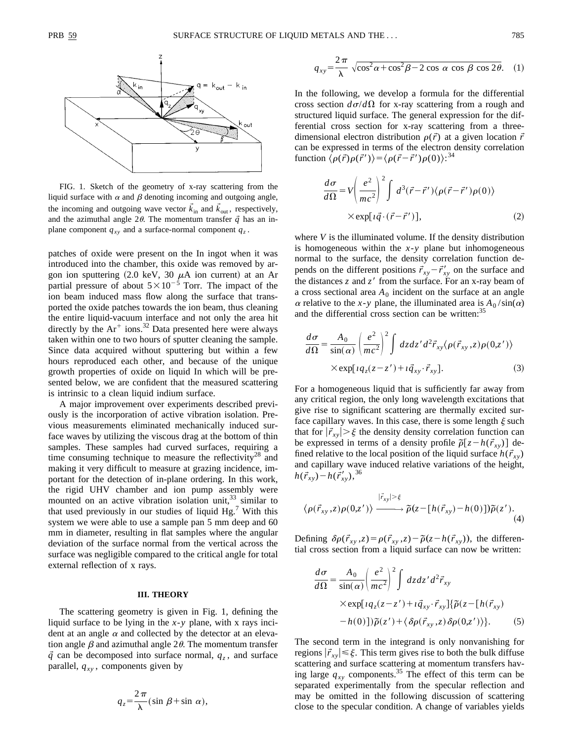FIG. 1. Sketch of the geometry of x-ray scattering from the liquid surface with $\alpha$ and $\beta$ denoting incoming and outgoing angle, the incoming and outgoing wave vector $\vec{k}_{\rm in}$ and $\vec{k}_{\rm out}$, respectively, and the azimuthal angle $2\theta$. The momentum transfer $\vec{q}$ has an in-plane component $q_{xy}$ and a surface-normal component $q_z$.

patches of oxide were present on the In ingot when it was introduced into the chamber, this oxide was removed by argon ion sputtering (2.0 keV, 30 $\mu$A ion current) at an Ar partial pressure of about $5\times10^{-5}$ Torr. The impact of the ion beam induced mass flow along the surface that transported the oxide patches towards the ion beam, thus cleaning the entire liquid-vacuum interface and not only the area hit directly by the $Ar^+$ ions.[32] Data presented here were always taken within one to two hours of sputter cleaning the sample. Since data acquired without sputtering but within a few hours reproduced each other, and because of the unique growth properties of oxide on liquid In which will be presented below, we are confident that the measured scattering is intrinsic to a clean liquid indium surface.

A major improvement over experiments described previously is the incorporation of active vibration isolation. Previous measurements eliminated mechanically induced surface waves by utilizing the viscous drag at the bottom of thin samples. These samples had curved surfaces, requiring a time consuming technique to measure the reflectivity[28] and making it very difficult to measure at grazing incidence, important for the detection of in-plane ordering. In this work, the rigid UHV chamber and ion pump assembly were mounted on an active vibration isolation unit,[33] similar to that used previously in our studies of liquid Hg.[7] With this system we were able to use a sample pan 5 mm deep and 60 mm in diameter, resulting in flat samples where the angular deviation of the surface normal from the vertical across the surface was negligible compared to the critical angle for total external reflection of x rays.

### III. THEORY

The scattering geometry is given in Fig. 1, defining the liquid surface to be lying in the $x$-$y$ plane, with x rays incident at an angle $\alpha$ and collected by the detector at an elevation angle $\beta$ and azimuthal angle $2\theta$. The momentum transfer $\vec{q}$ can be decomposed into surface normal, $q_z$, and surface parallel, $q_{xy}$, components given by

$$q_z=\frac{2\pi}{\lambda}(\sin\beta+\sin\alpha),$$

$$q_{xy}=\frac{2\pi}{\lambda}\sqrt{\cos^2\alpha+\cos^2\beta-2\cos\alpha\cos\beta\cos2\theta}. \quad (1)$$

In the following, we develop a formula for the differential cross section $d\sigma/d\Omega$ for x-ray scattering from a rough and structured liquid surface. The general expression for the differential cross section for x-ray scattering from a three-dimensional electron distribution $\rho(\vec{r})$ at a given location $\vec{r}$ can be expressed in terms of the electron density correlation function $\langle\rho(\vec{r})\rho(\vec{r}\,')\rangle=\langle\rho(\vec{r}-\vec{r}\,')\rho(0)\rangle$:[34]

$$\frac{d\sigma}{d\Omega}=V\left(\frac{e^2}{mc^2}\right)^2\int d^3(\vec{r}-\vec{r}\,')\langle\rho(\vec{r}-\vec{r}\,')\rho(0)\rangle \times\exp[\imath\vec{q}\cdot(\vec{r}-\vec{r}\,')], \quad (2)$$

where $V$ is the illuminated volume. If the density distribution is homogeneous within the $x$-$y$ plane but inhomogeneous normal to the surface, the density correlation function depends on the different positions $\vec{r}_{xy}-\vec{r}\,'_{xy}$ on the surface and the distances $z$ and $z'$ from the surface. For an x-ray beam of a cross sectional area $A_0$ incident on the surface at an angle $\alpha$ relative to the $x$-$y$ plane, the illuminated area is $A_0/\sin(\alpha)$ and the differential cross section can be written:[35]

$$\frac{d\sigma}{d\Omega}=\frac{A_0}{\sin(\alpha)}\left(\frac{e^2}{mc^2}\right)^2\int dz dz' d^2\vec{r}_{xy}\langle\rho(\vec{r}_{xy},z)\rho(0,z')\rangle \times\exp[\imath q_z(z-z')+\imath\vec{q}_{xy}\cdot\vec{r}_{xy}]. \quad (3)$$

For a homogeneous liquid that is sufficiently far away from any critical region, the only long wavelength excitations that give rise to significant scattering are thermally excited surface capillary waves. In this case, there is some length $\xi$ such that for $|\vec{r}_{xy}|>\xi$ the density density correlation function can be expressed in terms of a density profile $\tilde{\rho}[z-h(\vec{r}_{xy})]$ defined relative to the local position of the liquid surface $h(\vec{r}_{xy})$ and capillary wave induced relative variations of the height, $h(\vec{r}_{xy})-h(\vec{r}\,'_{xy})$,[36]

$$\langle\rho(\vec{r}_{xy},z)\rho(0,z')\rangle \xrightarrow{|\vec{r}_{xy}|>\xi} \tilde{\rho}(z-[h(\vec{r}_{xy})-h(0)])\tilde{\rho}(z'). \quad (4)$$

Defining $\delta\rho(\vec{r}_{xy},z)=\rho(\vec{r}_{xy},z)-\tilde{\rho}(z-h(\vec{r}_{xy}))$, the differential cross section from a liquid surface can now be written:

$$\frac{d\sigma}{d\Omega}=\frac{A_0}{\sin(\alpha)}\left(\frac{e^2}{mc^2}\right)^2\int dz dz' d^2\vec{r}_{xy} \times\exp[\imath q_z(z-z')+\imath\vec{q}_{xy}\cdot\vec{r}_{xy}]\{\tilde{\rho}(z-[h(\vec{r}_{xy})-h(0)])\tilde{\rho}(z')+\langle\delta\rho(\vec{r}_{xy},z)\delta\rho(0,z')\rangle\}. \quad (5)$$

The second term in the integrand is only nonvanishing for regions $|\vec{r}_{xy}|\leqslant\xi$. This term gives rise to both the bulk diffuse scattering and surface scattering at momentum transfers having large $q_{xy}$ components.[35] The effect of this term can be separated experimentally from the specular reflection and may be omitted in the following discussion of scattering close to the specular condition. A change of variables yields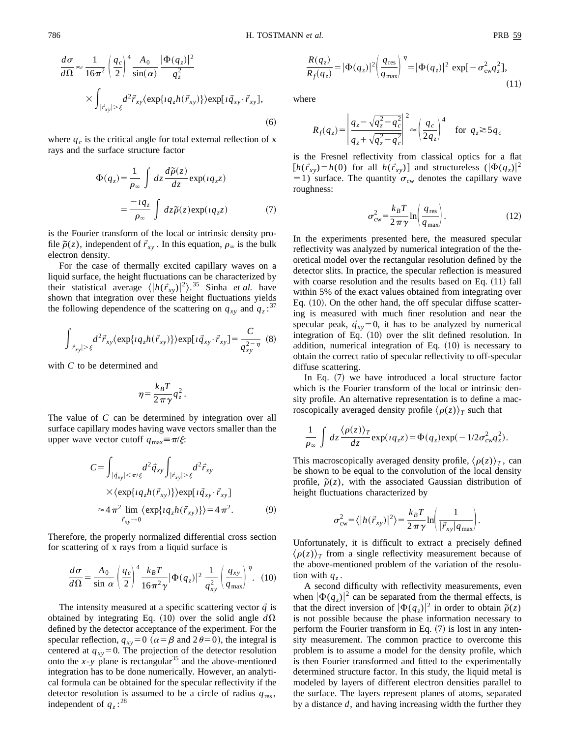$$\frac{d\sigma}{d\Omega} \approx \frac{1}{16\pi^2}\left(\frac{q_c}{2}\right)^4 \frac{A_0}{\sin(\alpha)} \frac{|\Phi(q_z)|^2}{q_z^2} \times \int_{|\vec{r}_{xy}|>\xi} d^2\vec{r}_{xy} \langle \exp\{\imath q_z h(\vec{r}_{xy})\}\rangle \exp[\imath \vec{q}_{xy}\cdot\vec{r}_{xy}], \tag{6}$$

where $q_c$ is the critical angle for total external reflection of x rays and the surface structure factor

$$\Phi(q_z) = \frac{1}{\rho_\infty}\int dz \frac{d\tilde{\rho}(z)}{dz}\exp(\imath q_z z) = \frac{-\imath q_z}{\rho_\infty}\int dz \tilde{\rho}(z)\exp(\imath q_z z) \tag{7}$$

is the Fourier transform of the local or intrinsic density profile $\tilde{\rho}(z)$, independent of $\vec{r}_{xy}$. In this equation, $\rho_\infty$ is the bulk electron density.

For the case of thermally excited capillary waves on a liquid surface, the height fluctuations can be characterized by their statistical average $\langle |h(\vec{r}_{xy})|^2\rangle$.[35] Sinha *et al.* have shown that integration over these height fluctuations yields the following dependence of the scattering on $q_{xy}$ and $q_z$:[37]

$$\int_{|\vec{r}_{xy}|>\xi} d^2\vec{r}_{xy} \langle \exp\{\imath q_z h(\vec{r}_{xy})\}\rangle \exp[\imath \vec{q}_{xy}\cdot\vec{r}_{xy}] = \frac{C}{q_{xy}^{2-\eta}} \tag{8}$$

with $C$ to be determined and

$$\eta = \frac{k_B T}{2\pi\gamma} q_z^2 .$$

The value of $C$ can be determined by integration over all surface capillary modes having wave vectors smaller than the upper wave vector cutoff $q_{\max} \equiv \pi/\xi$:

$$C = \int_{|\vec{q}_{xy}|<\pi/\xi} d^2\vec{q}_{xy} \int_{|\vec{r}_{xy}|>\xi} d^2\vec{r}_{xy} \times \langle \exp\{\imath q_z h(\vec{r}_{xy})\}\rangle \exp[\imath \vec{q}_{xy}\cdot\vec{r}_{xy}] \approx 4\pi^2 \lim_{\vec{r}_{xy}\to 0} \langle \exp\{\imath q_z h(\vec{r}_{xy})\}\rangle = 4\pi^2. \tag{9}$$

Therefore, the properly normalized differential cross section for scattering of x rays from a liquid surface is

$$\frac{d\sigma}{d\Omega} = \frac{A_0}{\sin\alpha}\left(\frac{q_c}{2}\right)^4 \frac{k_B T}{16\pi^2\gamma} |\Phi(q_z)|^2 \frac{1}{q_{xy}^2}\left(\frac{q_{xy}}{q_{\max}}\right)^\eta . \tag{10}$$

The intensity measured at a specific scattering vector $\vec{q}$ is obtained by integrating Eq. (10) over the solid angle $d\Omega$ defined by the detector acceptance of the experiment. For the specular reflection, $q_{xy}=0$ ($\alpha=\beta$ and $2\theta=0$), the integral is centered at $q_{xy}=0$. The projection of the detector resolution onto the $x$-$y$ plane is rectangular[35] and the above-mentioned integration has to be done numerically. However, an analytical formula can be obtained for the specular reflectivity if the detector resolution is assumed to be a circle of radius $q_{\text{res}}$, independent of $q_z$:[28]

$$\frac{R(q_z)}{R_f(q_z)} = |\Phi(q_z)|^2 \left(\frac{q_{\text{res}}}{q_{\max}}\right)^\eta = |\Phi(q_z)|^2 \exp[-\sigma_{\text{cw}}^2 q_z^2], \tag{11}$$

where

$$R_f(q_z) = \left|\frac{q_z - \sqrt{q_z^2 - q_c^2}}{q_z + \sqrt{q_z^2 - q_c^2}}\right|^2 \approx \left(\frac{q_c}{2q_z}\right)^4 \quad \text{for } q_z \gtrsim 5q_c$$

is the Fresnel reflectivity from classical optics for a flat $[h(\vec{r}_{xy}) = h(0)$ for all $h(\vec{r}_{xy})]$ and structureless $(|\Phi(q_z)|^2 = 1)$ surface. The quantity $\sigma_{\text{cw}}$ denotes the capillary wave roughness:

$$\sigma_{\text{cw}}^2 = \frac{k_B T}{2\pi\gamma}\ln\left(\frac{q_{\text{res}}}{q_{\max}}\right). \tag{12}$$

In the experiments presented here, the measured specular reflectivity was analyzed by numerical integration of the theoretical model over the rectangular resolution defined by the detector slits. In practice, the specular reflection is measured with coarse resolution and the results based on Eq. (11) fall within 5% of the exact values obtained from integrating over Eq. (10). On the other hand, the off specular diffuse scattering is measured with much finer resolution and near the specular peak, $\vec{q}_{xy}=0$, it has to be analyzed by numerical integration of Eq. (10) over the slit defined resolution. In addition, numerical integration of Eq. (10) is necessary to obtain the correct ratio of specular reflectivity to off-specular diffuse scattering.

In Eq. (7) we have introduced a local structure factor which is the Fourier transform of the local or intrinsic density profile. An alternative representation is to define a macroscopically averaged density profile $\langle \rho(z)\rangle_T$ such that

$$\frac{1}{\rho_\infty}\int dz \frac{\langle \rho(z)\rangle_T}{dz}\exp(\imath q_z z) = \Phi(q_z)\exp(-1/2\sigma_{\text{cw}}^2 q_z^2).$$

This macroscopically averaged density profile, $\langle \rho(z)\rangle_T$, can be shown to be equal to the convolution of the local density profile, $\tilde{\rho}(z)$, with the associated Gaussian distribution of height fluctuations characterized by

$$\sigma_{\text{cw}}^2 = \langle |h(\vec{r}_{xy})|^2\rangle = \frac{k_B T}{2\pi\gamma}\ln\left(\frac{1}{|\vec{r}_{xy}| q_{\max}}\right).$$

Unfortunately, it is difficult to extract a precisely defined $\langle \rho(z)\rangle_T$ from a single reflectivity measurement because of the above-mentioned problem of the variation of the resolution with $q_z$.

A second difficulty with reflectivity measurements, even when $|\Phi(q_z)|^2$ can be separated from the thermal effects, is that the direct inversion of $|\Phi(q_z)|^2$ in order to obtain $\tilde{\rho}(z)$ is not possible because the phase information necessary to perform the Fourier transform in Eq. (7) is lost in any intensity measurement. The common practice to overcome this problem is to assume a model for the density profile, which is then Fourier transformed and fitted to the experimentally determined structure factor. In this study, the liquid metal is modeled by layers of different electron densities parallel to the surface. The layers represent planes of atoms, separated by a distance $d$, and having increasing width the further they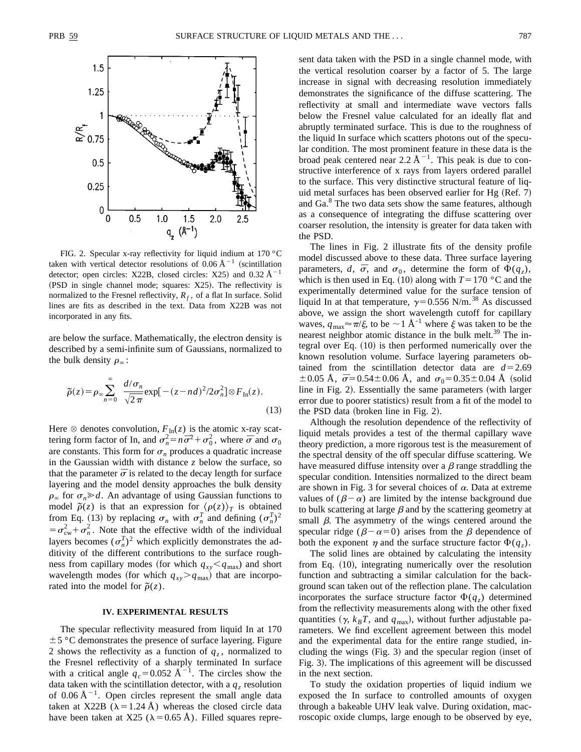FIG. 2. Specular x-ray reflectivity for liquid indium at 170 °C taken with vertical detector resolutions of 0.06 Å$^{-1}$ (scintillation detector; open circles: X22B, closed circles: X25) and 0.32 Å$^{-1}$ (PSD in single channel mode; squares: X25). The reflectivity is normalized to the Fresnel reflectivity, $R_f$, of a flat In surface. Solid lines are fits as described in the text. Data from X22B was not incorporated in any fits.

are below the surface. Mathematically, the electron density is described by a semi-infinite sum of Gaussians, normalized to the bulk density $\rho_\infty$:

$$\tilde{\rho}(z) = \rho_\infty \sum_{n=0}^{\infty} \frac{d/\sigma_n}{\sqrt{2\pi}} \exp[-(z-nd)^2/2\sigma_n^2] \otimes F_{\mathrm{In}}(z). \tag{13}$$

Here $\otimes$ denotes convolution, $F_{\mathrm{In}}(z)$ is the atomic x-ray scattering form factor of In, and $\sigma_n^2 = n\bar{\sigma}^2 + \sigma_0^2$, where $\bar{\sigma}$ and $\sigma_0$ are constants. This form for $\sigma_n$ produces a quadratic increase in the Gaussian width with distance $z$ below the surface, so that the parameter $\bar{\sigma}$ is related to the decay length for surface layering and the model density approaches the bulk density $\rho_\infty$ for $\sigma_n \gg d$. An advantage of using Gaussian functions to model $\tilde{\rho}(z)$ is that an expression for $\langle \rho(z) \rangle_T$ is obtained from Eq. (13) by replacing $\sigma_n$ with $\sigma_n^T$ and defining $(\sigma_n^T)^2 = \sigma_{\mathrm{cw}}^2 + \sigma_n^2$. Note that the effective width of the individual layers becomes $(\sigma_n^T)^2$ which explicitly demonstrates the additivity of the different contributions to the surface roughness from capillary modes (for which $q_{xy} < q_{\max}$) and short wavelength modes (for which $q_{xy} > q_{\max}$) that are incorporated into the model for $\tilde{\rho}(z)$.

## IV. EXPERIMENTAL RESULTS

The specular reflectivity measured from liquid In at 170 ± 5 °C demonstrates the presence of surface layering. Figure 2 shows the reflectivity as a function of $q_z$, normalized to the Fresnel reflectivity of a sharply terminated In surface with a critical angle $q_c = 0.052$ Å$^{-1}$. The circles show the data taken with the scintillation detector, with a $q_z$ resolution of 0.06 Å$^{-1}$. Open circles represent the small angle data taken at X22B ($\lambda = 1.24$ Å) whereas the closed circle data have been taken at X25 ($\lambda = 0.65$ Å). Filled squares represent data taken with the PSD in a single channel mode, with the vertical resolution coarser by a factor of 5. The large increase in signal with decreasing resolution immediately demonstrates the significance of the diffuse scattering. The reflectivity at small and intermediate wave vectors falls below the Fresnel value calculated for an ideally flat and abruptly terminated surface. This is due to the roughness of the liquid In surface which scatters photons out of the specular condition. The most prominent feature in these data is the broad peak centered near 2.2 Å$^{-1}$. This peak is due to constructive interference of x rays from layers ordered parallel to the surface. This very distinctive structural feature of liquid metal surfaces has been observed earlier for Hg (Ref. 7) and Ga.[8] The two data sets show the same features, although as a consequence of integrating the diffuse scattering over coarser resolution, the intensity is greater for data taken with the PSD.

The lines in Fig. 2 illustrate fits of the density profile model discussed above to these data. Three surface layering parameters, $d$, $\bar{\sigma}$, and $\sigma_0$, determine the form of $\Phi(q_z)$, which is then used in Eq. (10) along with $T = 170$ °C and the experimentally determined value for the surface tension of liquid In at that temperature, $\gamma = 0.556$ N/m.[38] As discussed above, we assign the short wavelength cutoff for capillary waves, $q_{\max} \approx \pi/\xi$, to be $\sim 1$ Å$^{-1}$ where $\xi$ was taken to be the nearest neighbor atomic distance in the bulk melt.[39] The integral over Eq. (10) is then performed numerically over the known resolution volume. Surface layering parameters obtained from the scintillation detector data are $d = 2.69 \pm 0.05$ Å, $\bar{\sigma} = 0.54 \pm 0.06$ Å, and $\sigma_0 = 0.35 \pm 0.04$ Å (solid line in Fig. 2). Essentially the same parameters (with larger error due to poorer statistics) result from a fit of the model to the PSD data (broken line in Fig. 2).

Although the resolution dependence of the reflectivity of liquid metals provides a test of the thermal capillary wave theory prediction, a more rigorous test is the measurement of the spectral density of the off specular diffuse scattering. We have measured diffuse intensity over a $\beta$ range straddling the specular condition. Intensities normalized to the direct beam are shown in Fig. 3 for several choices of $\alpha$. Data at extreme values of $(\beta - \alpha)$ are limited by the intense background due to bulk scattering at large $\beta$ and by the scattering geometry at small $\beta$. The asymmetry of the wings centered around the specular ridge $(\beta - \alpha = 0)$ arises from the $\beta$ dependence of both the exponent $\eta$ and the surface structure factor $\Phi(q_z)$.

The solid lines are obtained by calculating the intensity from Eq. (10), integrating numerically over the resolution function and subtracting a similar calculation for the background scan taken out of the reflection plane. The calculation incorporates the surface structure factor $\Phi(q_z)$ determined from the reflectivity measurements along with the other fixed quantities ($\gamma$, $k_BT$, and $q_{\max}$), without further adjustable parameters. We find excellent agreement between this model and the experimental data for the entire range studied, including the wings (Fig. 3) and the specular region (inset of Fig. 3). The implications of this agreement will be discussed in the next section.

To study the oxidation properties of liquid indium we exposed the In surface to controlled amounts of oxygen through a bakeable UHV leak valve. During oxidation, macroscopic oxide clumps, large enough to be observed by eye,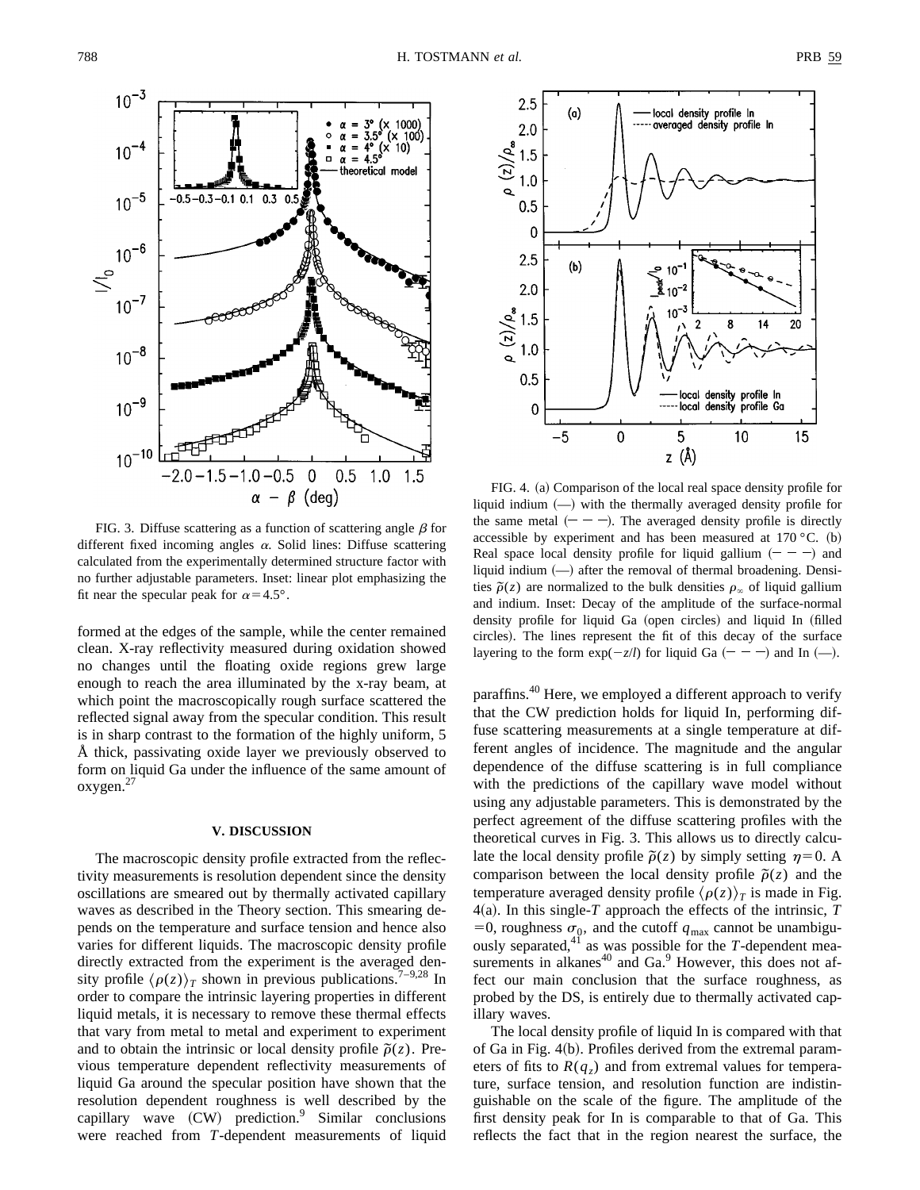FIG. 3. Diffuse scattering as a function of scattering angle $\beta$ for different fixed incoming angles $\alpha$. Solid lines: Diffuse scattering calculated from the experimentally determined structure factor with no further adjustable parameters. Inset: linear plot emphasizing the fit near the specular peak for $\alpha = 4.5°$.

FIG. 4. (a) Comparison of the local real space density profile for liquid indium (—) with the thermally averaged density profile for the same metal (– – –). The averaged density profile is directly accessible by experiment and has been measured at 170 °C. (b) Real space local density profile for liquid gallium (– – –) and liquid indium (—) after the removal of thermal broadening. Densities $\tilde{\rho}(z)$ are normalized to the bulk densities $\rho_\infty$ of liquid gallium and indium. Inset: Decay of the amplitude of the surface-normal density profile for liquid Ga (open circles) and liquid In (filled circles). The lines represent the fit of this decay of the surface layering to the form $\exp(-z/l)$ for liquid Ga (– – –) and In (—).

formed at the edges of the sample, while the center remained clean. X-ray reflectivity measured during oxidation showed no changes until the floating oxide regions grew large enough to reach the area illuminated by the x-ray beam, at which point the macroscopically rough surface scattered the reflected signal away from the specular condition. This result is in sharp contrast to the formation of the highly uniform, 5 Å thick, passivating oxide layer we previously observed to form on liquid Ga under the influence of the same amount of oxygen.[27]

## V. DISCUSSION

The macroscopic density profile extracted from the reflectivity measurements is resolution dependent since the density oscillations are smeared out by thermally activated capillary waves as described in the Theory section. This smearing depends on the temperature and surface tension and hence also varies for different liquids. The macroscopic density profile directly extracted from the experiment is the averaged density profile $\langle \rho(z) \rangle_T$ shown in previous publications.[7–9,28] In order to compare the intrinsic layering properties in different liquid metals, it is necessary to remove these thermal effects that vary from metal to metal and experiment to experiment and to obtain the intrinsic or local density profile $\tilde{\rho}(z)$. Previous temperature dependent reflectivity measurements of liquid Ga around the specular position have shown that the resolution dependent roughness is well described by the capillary wave (CW) prediction.[9] Similar conclusions were reached from $T$-dependent measurements of liquid paraffins.[40] Here, we employed a different approach to verify that the CW prediction holds for liquid In, performing diffuse scattering measurements at a single temperature at different angles of incidence. The magnitude and the angular dependence of the diffuse scattering is in full compliance with the predictions of the capillary wave model without using any adjustable parameters. This is demonstrated by the perfect agreement of the diffuse scattering profiles with the theoretical curves in Fig. 3. This allows us to directly calculate the local density profile $\tilde{\rho}(z)$ by simply setting $\eta = 0$. A comparison between the local density profile $\tilde{\rho}(z)$ and the temperature averaged density profile $\langle \rho(z) \rangle_T$ is made in Fig. 4(a). In this single-$T$ approach the effects of the intrinsic, $T = 0$, roughness $\sigma_0$, and the cutoff $q_{\max}$ cannot be unambiguously separated,[41] as was possible for the $T$-dependent measurements in alkanes[40] and Ga.[9] However, this does not affect our main conclusion that the surface roughness, as probed by the DS, is entirely due to thermally activated capillary waves.

The local density profile of liquid In is compared with that of Ga in Fig. 4(b). Profiles derived from the extremal parameters of fits to $R(q_z)$ and from extremal values for temperature, surface tension, and resolution function are indistinguishable on the scale of the figure. The amplitude of the first density peak for In is comparable to that of Ga. This reflects the fact that in the region nearest the surface, the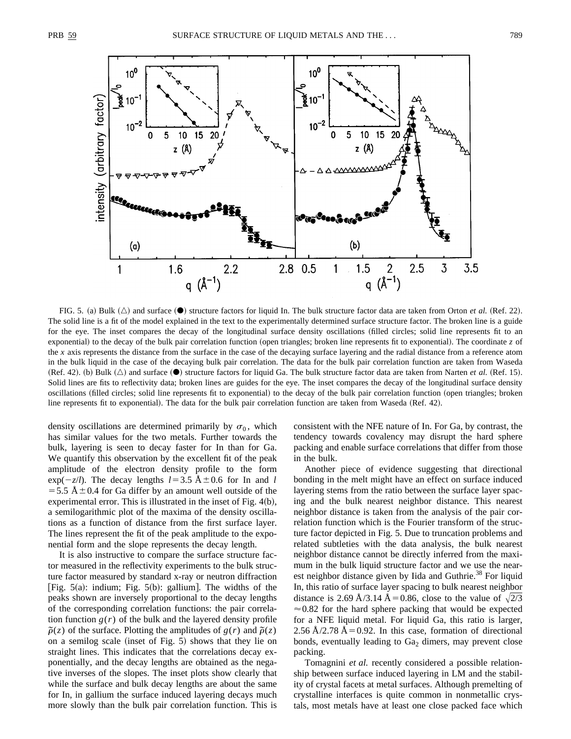intensity (arbitrary factor)

$I_{peak}/I_0$

$10^0$

$10^{-1}$

$10^{-2}$

0 5 10 15 20

z (Å)

(a)

1 1.6 2.2 2.8

q (Å$^{-1}$)

$I_{peak}/I_0$

$10^0$

$10^{-1}$

$10^{-2}$

0 5 10 15 20

z (Å)

(b)

0.5 1 1.5 2 2.5 3 3.5

q (Å$^{-1}$)

FIG. 5. (a) Bulk (△) and surface (●) structure factors for liquid In. The bulk structure factor data are taken from Orton *et al.* (Ref. 22). The solid line is a fit of the model explained in the text to the experimentally determined surface structure factor. The broken line is a guide for the eye. The inset compares the decay of the longitudinal surface density oscillations (filled circles; solid line represents fit to an exponential) to the decay of the bulk pair correlation function (open triangles; broken line represents fit to exponential). The coordinate $z$ of the $x$ axis represents the distance from the surface in the case of the decaying surface layering and the radial distance from a reference atom in the bulk liquid in the case of the decaying bulk pair correlation. The data for the bulk pair correlation function are taken from Waseda (Ref. 42). (b) Bulk (△) and surface (●) structure factors for liquid Ga. The bulk structure factor data are taken from Narten *et al.* (Ref. 15). Solid lines are fits to reflectivity data; broken lines are guides for the eye. The inset compares the decay of the longitudinal surface density oscillations (filled circles; solid line represents fit to exponential) to the decay of the bulk pair correlation function (open triangles; broken line represents fit to exponential). The data for the bulk pair correlation function are taken from Waseda (Ref. 42).

density oscillations are determined primarily by $\sigma_0$, which has similar values for the two metals. Further towards the bulk, layering is seen to decay faster for In than for Ga. We quantify this observation by the excellent fit of the peak amplitude of the electron density profile to the form $\exp(-z/l)$. The decay lengths $l = 3.5$ Å $\pm$ 0.6 for In and $l = 5.5$ Å $\pm$ 0.4 for Ga differ by an amount well outside of the experimental error. This is illustrated in the inset of Fig. 4(b), a semilogarithmic plot of the maxima of the density oscillations as a function of distance from the first surface layer. The lines represent the fit of the peak amplitude to the exponential form and the slope represents the decay length.

It is also instructive to compare the surface structure factor measured in the reflectivity experiments to the bulk structure factor measured by standard x-ray or neutron diffraction [Fig. 5(a): indium; Fig. 5(b): gallium]. The widths of the peaks shown are inversely proportional to the decay lengths of the corresponding correlation functions: the pair correlation function $g(r)$ of the bulk and the layered density profile $\tilde{\rho}(z)$ of the surface. Plotting the amplitudes of $g(r)$ and $\tilde{\rho}(z)$ on a semilog scale (inset of Fig. 5) shows that they lie on straight lines. This indicates that the correlations decay exponentially, and the decay lengths are obtained as the negative inverses of the slopes. The inset plots show clearly that while the surface and bulk decay lengths are about the same for In, in gallium the surface induced layering decays much more slowly than the bulk pair correlation function. This is consistent with the NFE nature of In. For Ga, by contrast, the tendency towards covalency may disrupt the hard sphere packing and enable surface correlations that differ from those in the bulk.

Another piece of evidence suggesting that directional bonding in the melt might have an effect on surface induced layering stems from the ratio between the surface layer spacing and the bulk nearest neighbor distance. This nearest neighbor distance is taken from the analysis of the pair correlation function which is the Fourier transform of the structure factor depicted in Fig. 5. Due to truncation problems and related subtleties with the data analysis, the bulk nearest neighbor distance cannot be directly inferred from the maximum in the bulk liquid structure factor and we use the nearest neighbor distance given by Iida and Guthrie.[38] For liquid In, this ratio of surface layer spacing to bulk nearest neighbor distance is 2.69 Å/3.14 Å = 0.86, close to the value of $\sqrt{2/3} \approx 0.82$ for the hard sphere packing that would be expected for a NFE liquid metal. For liquid Ga, this ratio is larger, 2.56 Å/2.78 Å = 0.92. In this case, formation of directional bonds, eventually leading to $Ga_2$ dimers, may prevent close packing.

Tomagnini *et al.* recently considered a possible relationship between surface induced layering in LM and the stability of crystal facets at metal surfaces. Although premelting of crystalline interfaces is quite common in nonmetallic crystals, most metals have at least one close packed face which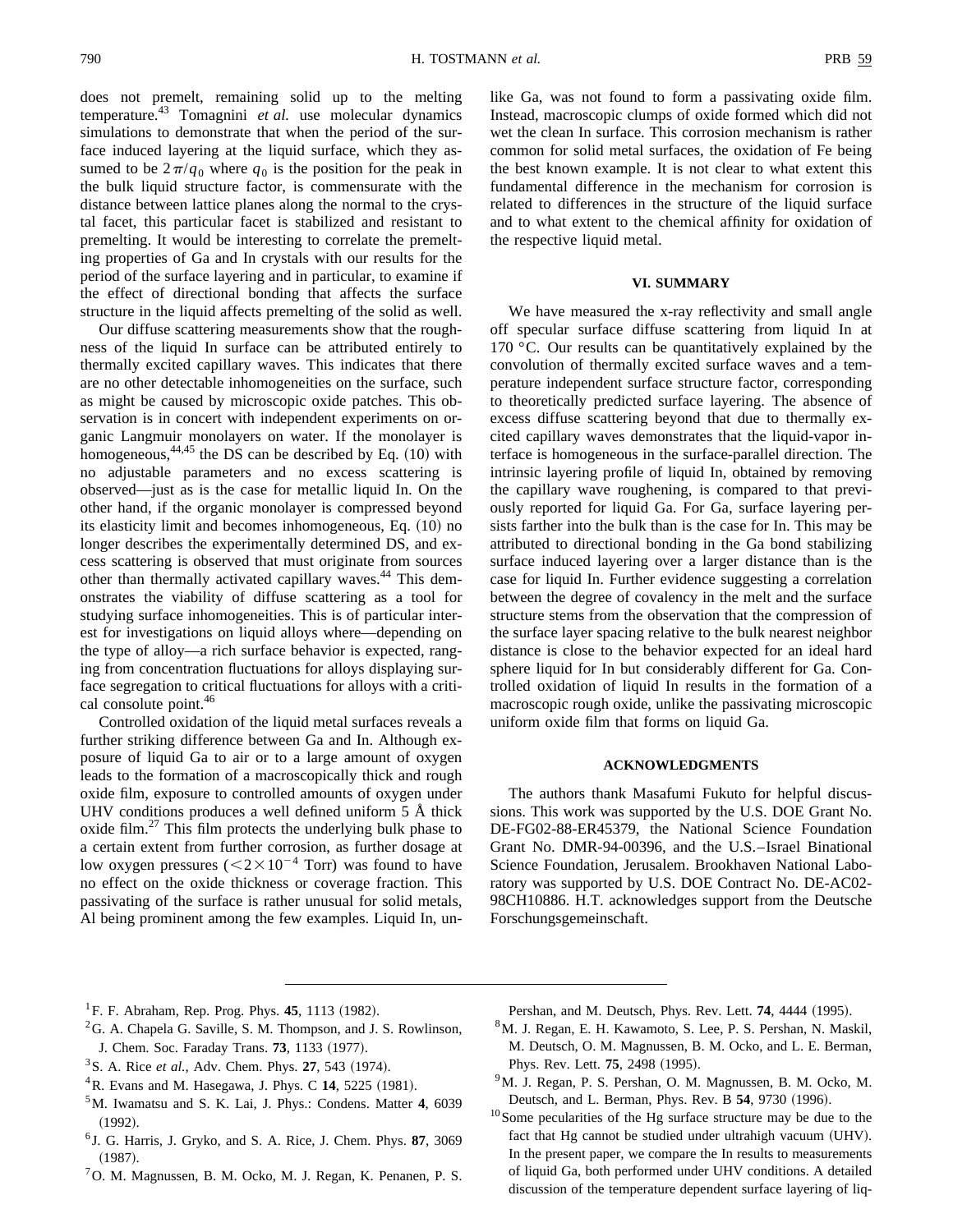does not premelt, remaining solid up to the melting temperature.[43] Tomagnini *et al.* use molecular dynamics simulations to demonstrate that when the period of the surface induced layering at the liquid surface, which they assumed to be $2\pi/q_0$ where $q_0$ is the position for the peak in the bulk liquid structure factor, is commensurate with the distance between lattice planes along the normal to the crystal facet, this particular facet is stabilized and resistant to premelting. It would be interesting to correlate the premelting properties of Ga and In crystals with our results for the period of the surface layering and in particular, to examine if the effect of directional bonding that affects the surface structure in the liquid affects premelting of the solid as well.

Our diffuse scattering measurements show that the roughness of the liquid In surface can be attributed entirely to thermally excited capillary waves. This indicates that there are no other detectable inhomogeneities on the surface, such as might be caused by microscopic oxide patches. This observation is in concert with independent experiments on organic Langmuir monolayers on water. If the monolayer is homogeneous,[44,45] the DS can be described by Eq. (10) with no adjustable parameters and no excess scattering is observed—just as is the case for metallic liquid In. On the other hand, if the organic monolayer is compressed beyond its elasticity limit and becomes inhomogeneous, Eq. (10) no longer describes the experimentally determined DS, and excess scattering is observed that must originate from sources other than thermally activated capillary waves.[44] This demonstrates the viability of diffuse scattering as a tool for studying surface inhomogeneities. This is of particular interest for investigations on liquid alloys where—depending on the type of alloy—a rich surface behavior is expected, ranging from concentration fluctuations for alloys displaying surface segregation to critical fluctuations for alloys with a critical consolute point.[46]

Controlled oxidation of the liquid metal surfaces reveals a further striking difference between Ga and In. Although exposure of liquid Ga to air or to a large amount of oxygen leads to the formation of a macroscopically thick and rough oxide film, exposure to controlled amounts of oxygen under UHV conditions produces a well defined uniform 5 Å thick oxide film.[27] This film protects the underlying bulk phase to a certain extent from further corrosion, as further dosage at low oxygen pressures ($<2\times10^{-4}$ Torr) was found to have no effect on the oxide thickness or coverage fraction. This passivating of the surface is rather unusual for solid metals, Al being prominent among the few examples. Liquid In, unlike Ga, was not found to form a passivating oxide film. Instead, macroscopic clumps of oxide formed which did not wet the clean In surface. This corrosion mechanism is rather common for solid metal surfaces, the oxidation of Fe being the best known example. It is not clear to what extent this fundamental difference in the mechanism for corrosion is related to differences in the structure of the liquid surface and to what extent to the chemical affinity for oxidation of the respective liquid metal.

## VI. SUMMARY

We have measured the x-ray reflectivity and small angle off specular surface diffuse scattering from liquid In at 170 °C. Our results can be quantitatively explained by the convolution of thermally excited surface waves and a temperature independent surface structure factor, corresponding to theoretically predicted surface layering. The absence of excess diffuse scattering beyond that due to thermally excited capillary waves demonstrates that the liquid-vapor interface is homogeneous in the surface-parallel direction. The intrinsic layering profile of liquid In, obtained by removing the capillary wave roughening, is compared to that previously reported for liquid Ga. For Ga, surface layering persists farther into the bulk than is the case for In. This may be attributed to directional bonding in the Ga bond stabilizing surface induced layering over a larger distance than is the case for liquid In. Further evidence suggesting a correlation between the degree of covalency in the melt and the surface structure stems from the observation that the compression of the surface layer spacing relative to the bulk nearest neighbor distance is close to the behavior expected for an ideal hard sphere liquid for In but considerably different for Ga. Controlled oxidation of liquid In results in the formation of a macroscopic rough oxide, unlike the passivating microscopic uniform oxide film that forms on liquid Ga.

## ACKNOWLEDGMENTS

The authors thank Masafumi Fukuto for helpful discussions. This work was supported by the U.S. DOE Grant No. DE-FG02-88-ER45379, the National Science Foundation Grant No. DMR-94-00396, and the U.S.–Israel Binational Science Foundation, Jerusalem. Brookhaven National Laboratory was supported by U.S. DOE Contract No. DE-AC02-98CH10886. H.T. acknowledges support from the Deutsche Forschungsgemeinschaft.

---

[1] F. F. Abraham, Rep. Prog. Phys. **45**, 1113 (1982).

[2] G. A. Chapela G. Saville, S. M. Thompson, and J. S. Rowlinson, J. Chem. Soc. Faraday Trans. **73**, 1133 (1977).

[3] S. A. Rice *et al.*, Adv. Chem. Phys. **27**, 543 (1974).

[4] R. Evans and M. Hasegawa, J. Phys. C **14**, 5225 (1981).

[5] M. Iwamatsu and S. K. Lai, J. Phys.: Condens. Matter **4**, 6039 (1992).

[6] J. G. Harris, J. Gryko, and S. A. Rice, J. Chem. Phys. **87**, 3069 (1987).

[7] O. M. Magnussen, B. M. Ocko, M. J. Regan, K. Penanen, P. S. Pershan, and M. Deutsch, Phys. Rev. Lett. **74**, 4444 (1995).

[8] M. J. Regan, E. H. Kawamoto, S. Lee, P. S. Pershan, N. Maskil, M. Deutsch, O. M. Magnussen, B. M. Ocko, and L. E. Berman, Phys. Rev. Lett. **75**, 2498 (1995).

[9] M. J. Regan, P. S. Pershan, O. M. Magnussen, B. M. Ocko, M. Deutsch, and L. Berman, Phys. Rev. B **54**, 9730 (1996).

[10] Some pecularities of the Hg surface structure may be due to the fact that Hg cannot be studied under ultrahigh vacuum (UHV). In the present paper, we compare the In results to measurements of liquid Ga, both performed under UHV conditions. A detailed discussion of the temperature dependent surface layering of liq-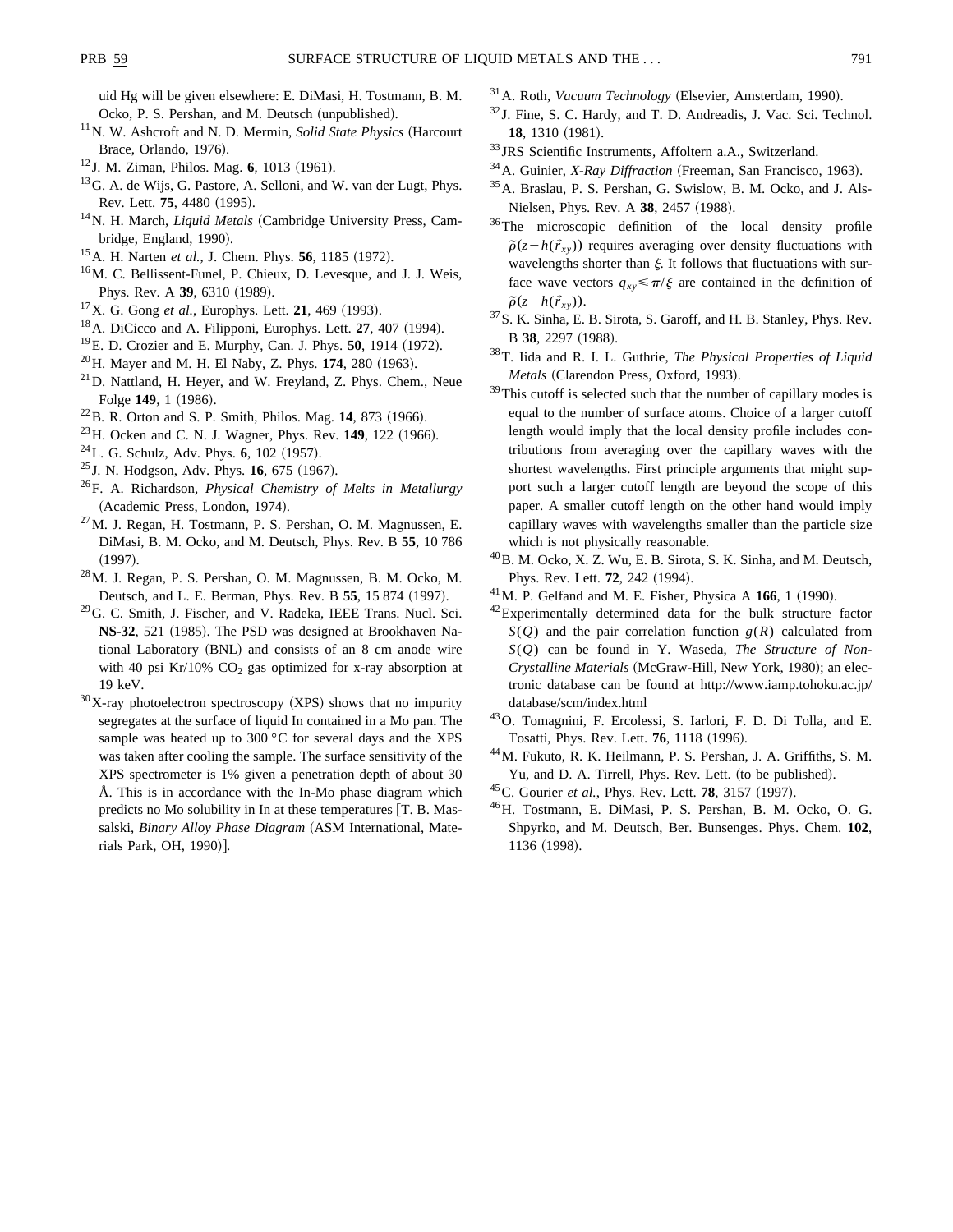uid Hg will be given elsewhere: E. DiMasi, H. Tostmann, B. M. Ocko, P. S. Pershan, and M. Deutsch (unpublished).

[11] N. W. Ashcroft and N. D. Mermin, *Solid State Physics* (Harcourt Brace, Orlando, 1976).

[12] J. M. Ziman, Philos. Mag. **6**, 1013 (1961).

[13] G. A. de Wijs, G. Pastore, A. Selloni, and W. van der Lugt, Phys. Rev. Lett. **75**, 4480 (1995).

[14] N. H. March, *Liquid Metals* (Cambridge University Press, Cambridge, England, 1990).

[15] A. H. Narten *et al.*, J. Chem. Phys. **56**, 1185 (1972).

[16] M. C. Bellissent-Funel, P. Chieux, D. Levesque, and J. J. Weis, Phys. Rev. A **39**, 6310 (1989).

[17] X. G. Gong *et al.*, Europhys. Lett. **21**, 469 (1993).

[18] A. DiCicco and A. Filipponi, Europhys. Lett. **27**, 407 (1994).

[19] E. D. Crozier and E. Murphy, Can. J. Phys. **50**, 1914 (1972).

[20] H. Mayer and M. H. El Naby, Z. Phys. **174**, 280 (1963).

[21] D. Nattland, H. Heyer, and W. Freyland, Z. Phys. Chem., Neue Folge **149**, 1 (1986).

[22] B. R. Orton and S. P. Smith, Philos. Mag. **14**, 873 (1966).

[23] H. Ocken and C. N. J. Wagner, Phys. Rev. **149**, 122 (1966).

[24] L. G. Schulz, Adv. Phys. **6**, 102 (1957).

[25] J. N. Hodgson, Adv. Phys. **16**, 675 (1967).

[26] F. A. Richardson, *Physical Chemistry of Melts in Metallurgy* (Academic Press, London, 1974).

[27] M. J. Regan, H. Tostmann, P. S. Pershan, O. M. Magnussen, E. DiMasi, B. M. Ocko, and M. Deutsch, Phys. Rev. B **55**, 10 786 (1997).

[28] M. J. Regan, P. S. Pershan, O. M. Magnussen, B. M. Ocko, M. Deutsch, and L. E. Berman, Phys. Rev. B **55**, 15 874 (1997).

[29] G. C. Smith, J. Fischer, and V. Radeka, IEEE Trans. Nucl. Sci. **NS-32**, 521 (1985). The PSD was designed at Brookhaven National Laboratory (BNL) and consists of an 8 cm anode wire with 40 psi Kr/10% $CO_2$ gas optimized for x-ray absorption at 19 keV.

[30] X-ray photoelectron spectroscopy (XPS) shows that no impurity segregates at the surface of liquid In contained in a Mo pan. The sample was heated up to 300 °C for several days and the XPS was taken after cooling the sample. The surface sensitivity of the XPS spectrometer is 1% given a penetration depth of about 30 Å. This is in accordance with the In-Mo phase diagram which predicts no Mo solubility in In at these temperatures [T. B. Massalski, *Binary Alloy Phase Diagram* (ASM International, Materials Park, OH, 1990)].

[31] A. Roth, *Vacuum Technology* (Elsevier, Amsterdam, 1990).

[32] J. Fine, S. C. Hardy, and T. D. Andreadis, J. Vac. Sci. Technol. **18**, 1310 (1981).

[33] JRS Scientific Instruments, Affoltern a.A., Switzerland.

[34] A. Guinier, *X-Ray Diffraction* (Freeman, San Francisco, 1963).

[35] A. Braslau, P. S. Pershan, G. Swislow, B. M. Ocko, and J. Als-Nielsen, Phys. Rev. A **38**, 2457 (1988).

[36] The microscopic definition of the local density profile $\tilde{\rho}(z-h(\vec{r}_{xy}))$ requires averaging over density fluctuations with wavelengths shorter than $\xi$. It follows that fluctuations with surface wave vectors $q_{xy} \leq \pi/\xi$ are contained in the definition of $\tilde{\rho}(z-h(\vec{r}_{xy}))$.

[37] S. K. Sinha, E. B. Sirota, S. Garoff, and H. B. Stanley, Phys. Rev. B **38**, 2297 (1988).

[38] T. Iida and R. I. L. Guthrie, *The Physical Properties of Liquid Metals* (Clarendon Press, Oxford, 1993).

[39] This cutoff is selected such that the number of capillary modes is equal to the number of surface atoms. Choice of a larger cutoff length would imply that the local density profile includes contributions from averaging over the capillary waves with the shortest wavelengths. First principle arguments that might support such a larger cutoff length are beyond the scope of this paper. A smaller cutoff length on the other hand would imply capillary waves with wavelengths smaller than the particle size which is not physically reasonable.

[40] B. M. Ocko, X. Z. Wu, E. B. Sirota, S. K. Sinha, and M. Deutsch, Phys. Rev. Lett. **72**, 242 (1994).

[41] M. P. Gelfand and M. E. Fisher, Physica A **166**, 1 (1990).

[42] Experimentally determined data for the bulk structure factor $S(Q)$ and the pair correlation function $g(R)$ calculated from $S(Q)$ can be found in Y. Waseda, *The Structure of Non-Crystalline Materials* (McGraw-Hill, New York, 1980); an electronic database can be found at http://www.iamp.tohoku.ac.jp/database/scm/index.html

[43] O. Tomagnini, F. Ercolessi, S. Iarlori, F. D. Di Tolla, and E. Tosatti, Phys. Rev. Lett. **76**, 1118 (1996).

[44] M. Fukuto, R. K. Heilmann, P. S. Pershan, J. A. Griffiths, S. M. Yu, and D. A. Tirrell, Phys. Rev. Lett. (to be published).

[45] C. Gourier *et al.*, Phys. Rev. Lett. **78**, 3157 (1997).

[46] H. Tostmann, E. DiMasi, P. S. Pershan, B. M. Ocko, O. G. Shpyrko, and M. Deutsch, Ber. Bunsenges. Phys. Chem. **102**, 1136 (1998).